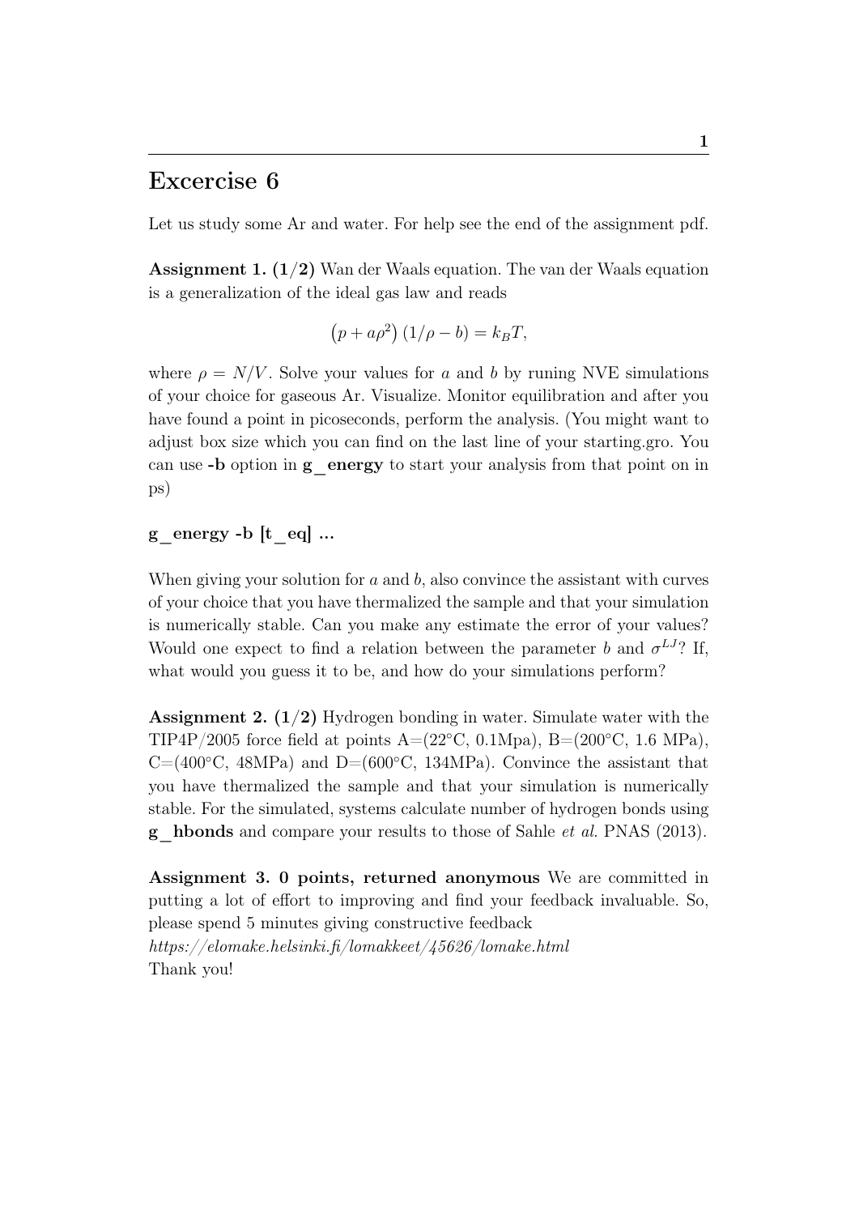# Excercise 6

Let us study some Ar and water. For help see the end of the assignment pdf.

**Assignment 1. (1/2)** Wan der Waals equation. The van der Waals equation is a generalization of the ideal gas law and reads

$$\left(p + a\rho^2\right)(1/\rho - b) = k_B T,$$

where $\rho = N/V$. Solve your values for $a$ and $b$ by runing NVE simulations of your choice for gaseous Ar. Visualize. Monitor equilibration and after you have found a point in picoseconds, perform the analysis. (You might want to adjust box size which you can find on the last line of your starting.gro. You can use **-b** option in **g_energy** to start your analysis from that point on in ps)

**g_energy -b [t_eq] ...**

When giving your solution for $a$ and $b$, also convince the assistant with curves of your choice that you have thermalized the sample and that your simulation is numerically stable. Can you make any estimate the error of your values? Would one expect to find a relation between the parameter $b$ and $\sigma^{LJ}$? If, what would you guess it to be, and how do your simulations perform?

**Assignment 2. (1/2)** Hydrogen bonding in water. Simulate water with the TIP4P/2005 force field at points A=(22°C, 0.1Mpa), B=(200°C, 1.6 MPa), C=(400°C, 48MPa) and D=(600°C, 134MPa). Convince the assistant that you have thermalized the sample and that your simulation is numerically stable. For the simulated, systems calculate number of hydrogen bonds using **g_hbonds** and compare your results to those of Sahle *et al.* PNAS (2013).

**Assignment 3. 0 points, returned anonymous** We are committed in putting a lot of effort to improving and find your feedback invaluable. So, please spend 5 minutes giving constructive feedback
*https://elomake.helsinki.fi/lomakkeet/45626/lomake.html*
Thank you!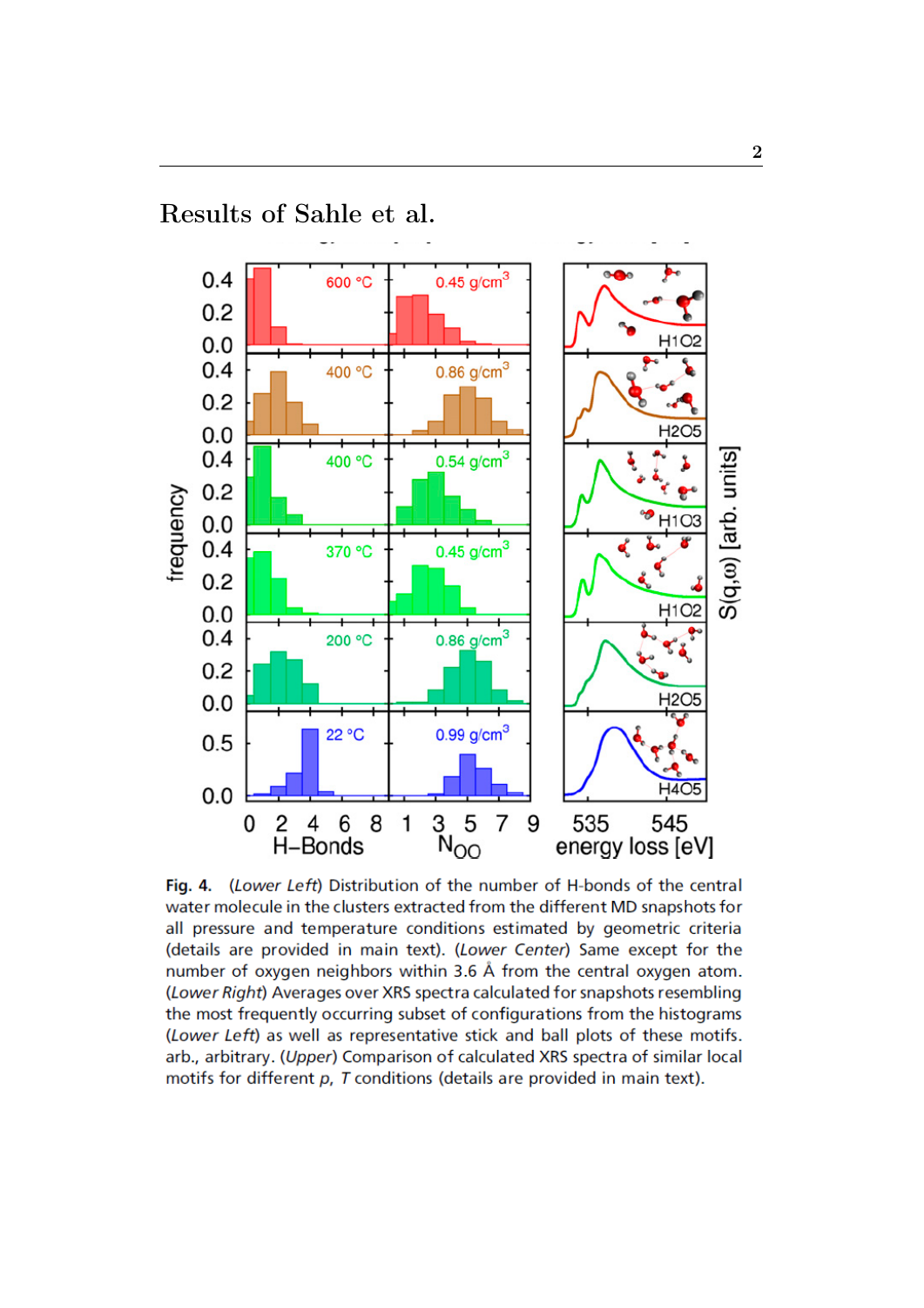## Results of Sahle et al.

**Fig. 4.** (*Lower Left*) Distribution of the number of H-bonds of the central water molecule in the clusters extracted from the different MD snapshots for all pressure and temperature conditions estimated by geometric criteria (details are provided in main text). (*Lower Center*) Same except for the number of oxygen neighbors within 3.6 Å from the central oxygen atom. (*Lower Right*) Averages over XRS spectra calculated for snapshots resembling the most frequently occurring subset of configurations from the histograms (*Lower Left*) as well as representative stick and ball plots of these motifs. arb., arbitrary. (*Upper*) Comparison of calculated XRS spectra of similar local motifs for different *p*, *T* conditions (details are provided in main text).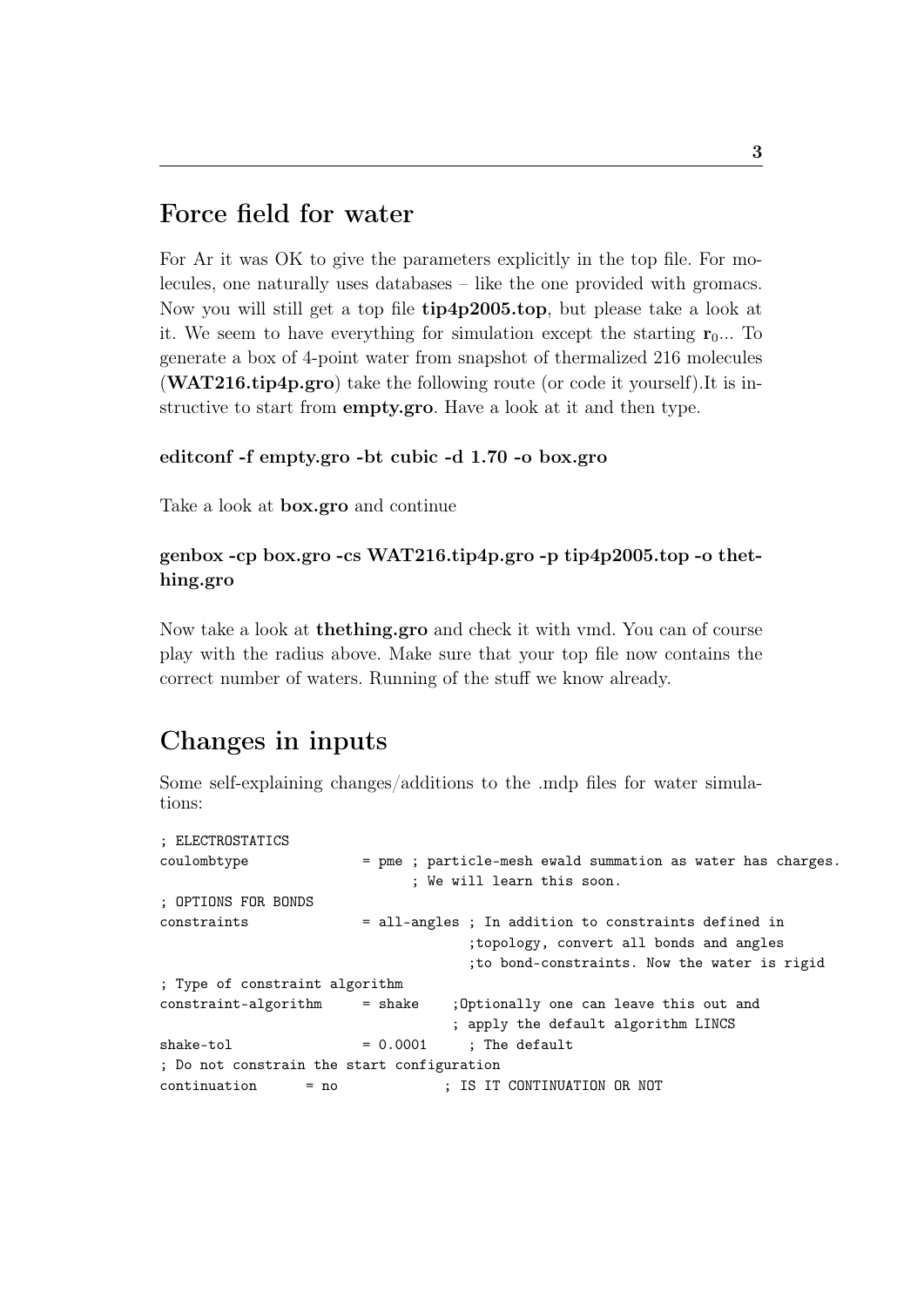## Force field for water

For Ar it was OK to give the parameters explicitly in the top file. For molecules, one naturally uses databases – like the one provided with gromacs. Now you will still get a top file **tip4p2005.top**, but please take a look at it. We seem to have everything for simulation except the starting $\mathbf{r}_0$... To generate a box of 4-point water from snapshot of thermalized 216 molecules (**WAT216.tip4p.gro**) take the following route (or code it yourself).It is instructive to start from **empty.gro**. Have a look at it and then type.

**editconf -f empty.gro -bt cubic -d 1.70 -o box.gro**

Take a look at **box.gro** and continue

**genbox -cp box.gro -cs WAT216.tip4p.gro -p tip4p2005.top -o thething.gro**

Now take a look at **thething.gro** and check it with vmd. You can of course play with the radius above. Make sure that your top file now contains the correct number of waters. Running of the stuff we know already.

## Changes in inputs

Some self-explaining changes/additions to the .mdp files for water simulations:

```
; ELECTROSTATICS
coulombtype             = pme ; particle-mesh ewald summation as water has charges.
                             ; We will learn this soon.
; OPTIONS FOR BONDS
constraints             = all-angles ; In addition to constraints defined in
                                     ;topology, convert all bonds and angles
                                     ;to bond-constraints. Now the water is rigid
; Type of constraint algorithm
constraint-algorithm    = shake    ;Optionally one can leave this out and
                                   ; apply the default algorithm LINCS
shake-tol               = 0.0001     ; The default
; Do not constrain the start configuration
continuation      = no            ; IS IT CONTINUATION OR NOT
```